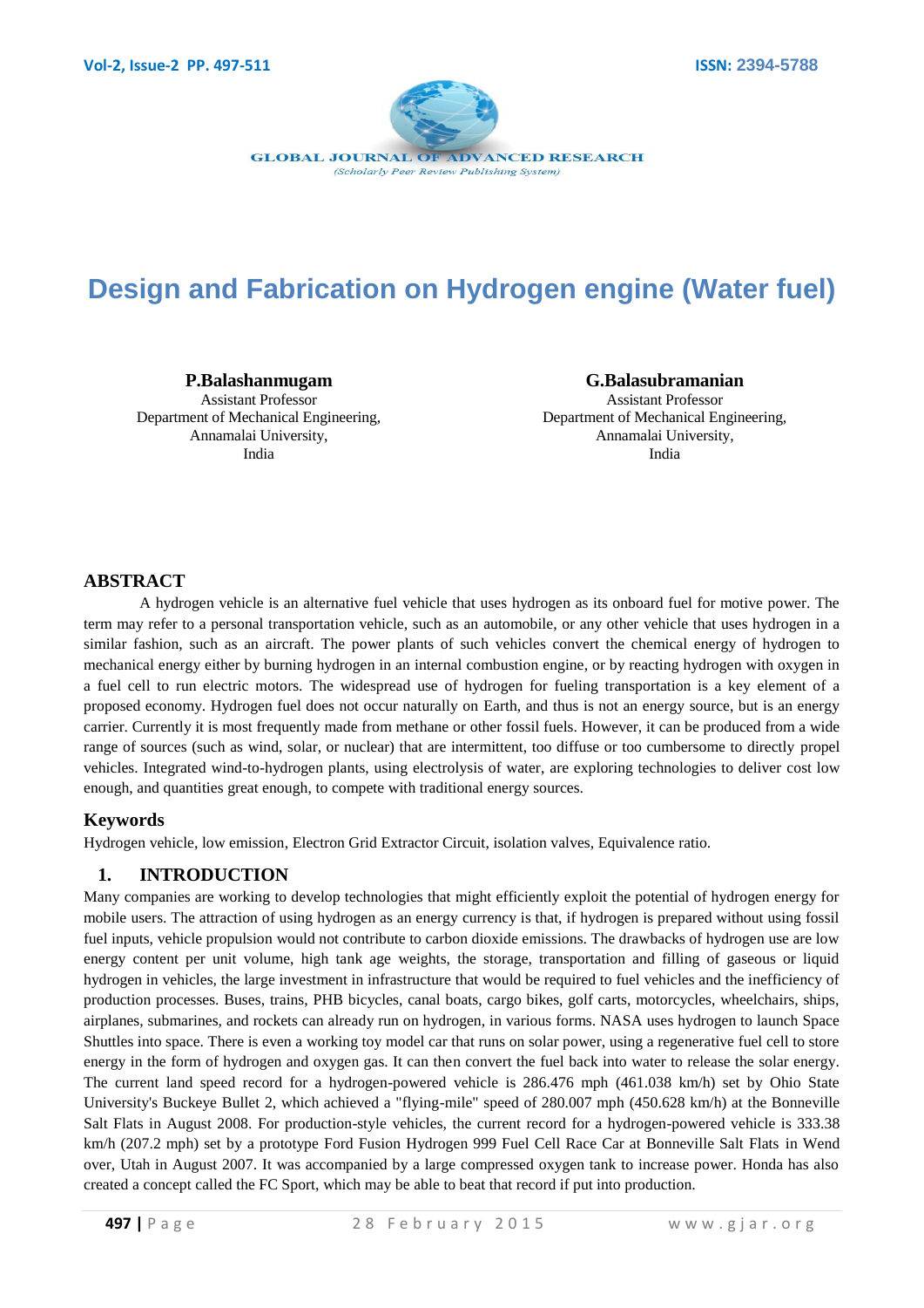# Design and Fabrication on Hydrogen engine (Water fuel)

**P.Balashanmugam**
Assistant Professor
Department of Mechanical Engineering,
Annamalai University,
India

**G.Balasubramanian**
Assistant Professor
Department of Mechanical Engineering,
Annamalai University,
India

## ABSTRACT

A hydrogen vehicle is an alternative fuel vehicle that uses hydrogen as its onboard fuel for motive power. The term may refer to a personal transportation vehicle, such as an automobile, or any other vehicle that uses hydrogen in a similar fashion, such as an aircraft. The power plants of such vehicles convert the chemical energy of hydrogen to mechanical energy either by burning hydrogen in an internal combustion engine, or by reacting hydrogen with oxygen in a fuel cell to run electric motors. The widespread use of hydrogen for fueling transportation is a key element of a proposed economy. Hydrogen fuel does not occur naturally on Earth, and thus is not an energy source, but is an energy carrier. Currently it is most frequently made from methane or other fossil fuels. However, it can be produced from a wide range of sources (such as wind, solar, or nuclear) that are intermittent, too diffuse or too cumbersome to directly propel vehicles. Integrated wind-to-hydrogen plants, using electrolysis of water, are exploring technologies to deliver cost low enough, and quantities great enough, to compete with traditional energy sources.

## Keywords

Hydrogen vehicle, low emission, Electron Grid Extractor Circuit, isolation valves, Equivalence ratio.

## 1. INTRODUCTION

Many companies are working to develop technologies that might efficiently exploit the potential of hydrogen energy for mobile users. The attraction of using hydrogen as an energy currency is that, if hydrogen is prepared without using fossil fuel inputs, vehicle propulsion would not contribute to carbon dioxide emissions. The drawbacks of hydrogen use are low energy content per unit volume, high tank age weights, the storage, transportation and filling of gaseous or liquid hydrogen in vehicles, the large investment in infrastructure that would be required to fuel vehicles and the inefficiency of production processes. Buses, trains, PHB bicycles, canal boats, cargo bikes, golf carts, motorcycles, wheelchairs, ships, airplanes, submarines, and rockets can already run on hydrogen, in various forms. NASA uses hydrogen to launch Space Shuttles into space. There is even a working toy model car that runs on solar power, using a regenerative fuel cell to store energy in the form of hydrogen and oxygen gas. It can then convert the fuel back into water to release the solar energy. The current land speed record for a hydrogen-powered vehicle is 286.476 mph (461.038 km/h) set by Ohio State University's Buckeye Bullet 2, which achieved a "flying-mile" speed of 280.007 mph (450.628 km/h) at the Bonneville Salt Flats in August 2008. For production-style vehicles, the current record for a hydrogen-powered vehicle is 333.38 km/h (207.2 mph) set by a prototype Ford Fusion Hydrogen 999 Fuel Cell Race Car at Bonneville Salt Flats in Wend over, Utah in August 2007. It was accompanied by a large compressed oxygen tank to increase power. Honda has also created a concept called the FC Sport, which may be able to beat that record if put into production.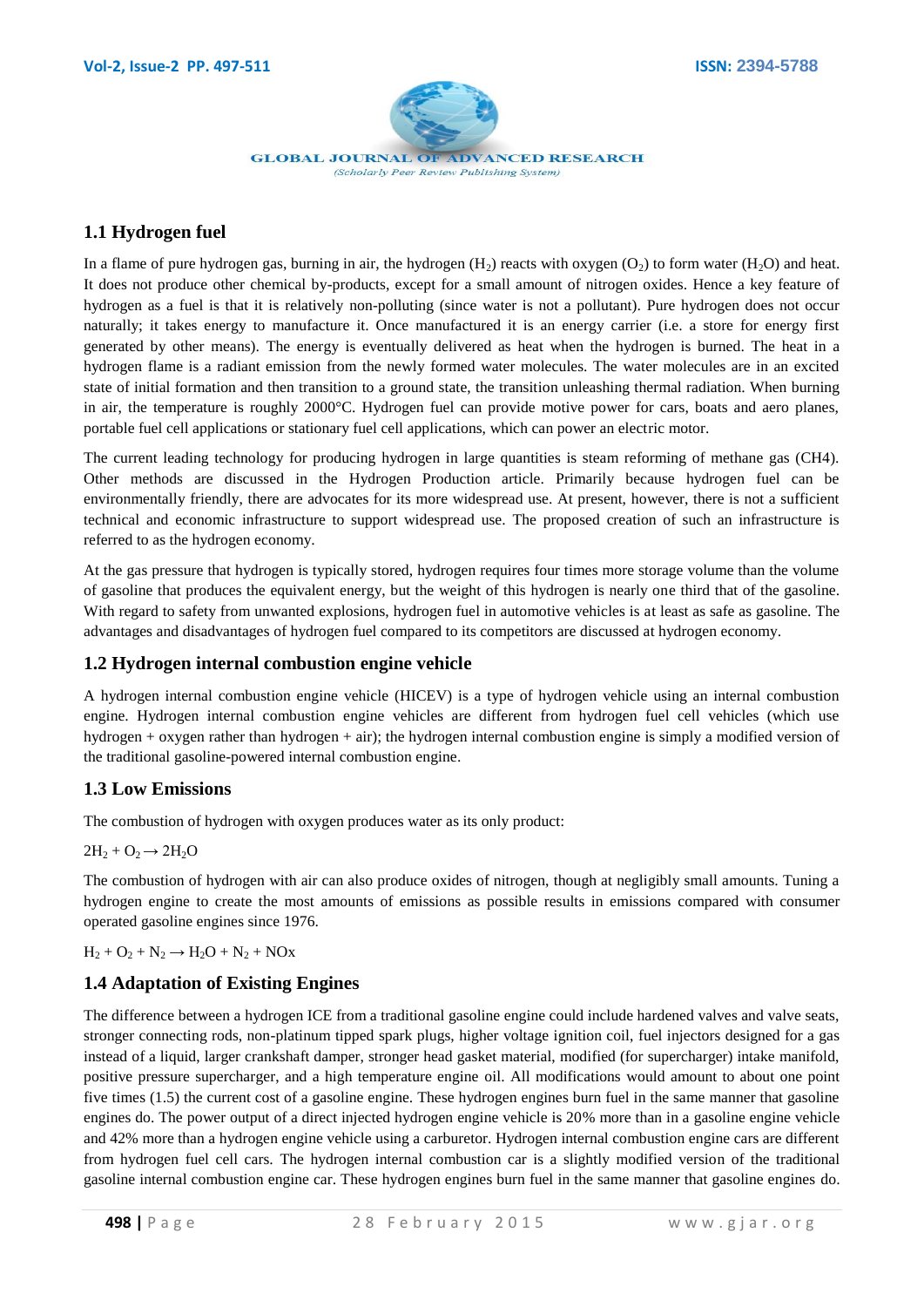## 1.1 Hydrogen fuel

In a flame of pure hydrogen gas, burning in air, the hydrogen ($H_2$) reacts with oxygen ($O_2$) to form water ($H_2O$) and heat. It does not produce other chemical by-products, except for a small amount of nitrogen oxides. Hence a key feature of hydrogen as a fuel is that it is relatively non-polluting (since water is not a pollutant). Pure hydrogen does not occur naturally; it takes energy to manufacture it. Once manufactured it is an energy carrier (i.e. a store for energy first generated by other means). The energy is eventually delivered as heat when the hydrogen is burned. The heat in a hydrogen flame is a radiant emission from the newly formed water molecules. The water molecules are in an excited state of initial formation and then transition to a ground state, the transition unleashing thermal radiation. When burning in air, the temperature is roughly 2000°C. Hydrogen fuel can provide motive power for cars, boats and aero planes, portable fuel cell applications or stationary fuel cell applications, which can power an electric motor.

The current leading technology for producing hydrogen in large quantities is steam reforming of methane gas (CH4). Other methods are discussed in the Hydrogen Production article. Primarily because hydrogen fuel can be environmentally friendly, there are advocates for its more widespread use. At present, however, there is not a sufficient technical and economic infrastructure to support widespread use. The proposed creation of such an infrastructure is referred to as the hydrogen economy.

At the gas pressure that hydrogen is typically stored, hydrogen requires four times more storage volume than the volume of gasoline that produces the equivalent energy, but the weight of this hydrogen is nearly one third that of the gasoline. With regard to safety from unwanted explosions, hydrogen fuel in automotive vehicles is at least as safe as gasoline. The advantages and disadvantages of hydrogen fuel compared to its competitors are discussed at hydrogen economy.

## 1.2 Hydrogen internal combustion engine vehicle

A hydrogen internal combustion engine vehicle (HICEV) is a type of hydrogen vehicle using an internal combustion engine. Hydrogen internal combustion engine vehicles are different from hydrogen fuel cell vehicles (which use hydrogen + oxygen rather than hydrogen + air); the hydrogen internal combustion engine is simply a modified version of the traditional gasoline-powered internal combustion engine.

## 1.3 Low Emissions

The combustion of hydrogen with oxygen produces water as its only product:

$$2H_2 + O_2 \rightarrow 2H_2O$$

The combustion of hydrogen with air can also produce oxides of nitrogen, though at negligibly small amounts. Tuning a hydrogen engine to create the most amounts of emissions as possible results in emissions compared with consumer operated gasoline engines since 1976.

$$H_2 + O_2 + N_2 \rightarrow H_2O + N_2 + NOx$$

## 1.4 Adaptation of Existing Engines

The difference between a hydrogen ICE from a traditional gasoline engine could include hardened valves and valve seats, stronger connecting rods, non-platinum tipped spark plugs, higher voltage ignition coil, fuel injectors designed for a gas instead of a liquid, larger crankshaft damper, stronger head gasket material, modified (for supercharger) intake manifold, positive pressure supercharger, and a high temperature engine oil. All modifications would amount to about one point five times (1.5) the current cost of a gasoline engine. These hydrogen engines burn fuel in the same manner that gasoline engines do. The power output of a direct injected hydrogen engine vehicle is 20% more than in a gasoline engine vehicle and 42% more than a hydrogen engine vehicle using a carburetor. Hydrogen internal combustion engine cars are different from hydrogen fuel cell cars. The hydrogen internal combustion car is a slightly modified version of the traditional gasoline internal combustion engine car. These hydrogen engines burn fuel in the same manner that gasoline engines do.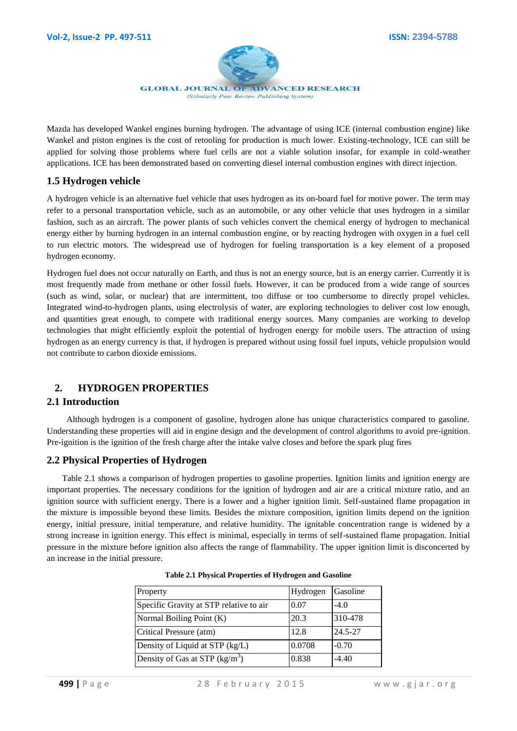Mazda has developed Wankel engines burning hydrogen. The advantage of using ICE (internal combustion engine) like Wankel and piston engines is the cost of retooling for production is much lower. Existing-technology, ICE can still be applied for solving those problems where fuel cells are not a viable solution insofar, for example in cold-weather applications. ICE has been demonstrated based on converting diesel internal combustion engines with direct injection.

### 1.5 Hydrogen vehicle

A hydrogen vehicle is an alternative fuel vehicle that uses hydrogen as its on-board fuel for motive power. The term may refer to a personal transportation vehicle, such as an automobile, or any other vehicle that uses hydrogen in a similar fashion, such as an aircraft. The power plants of such vehicles convert the chemical energy of hydrogen to mechanical energy either by burning hydrogen in an internal combustion engine, or by reacting hydrogen with oxygen in a fuel cell to run electric motors. The widespread use of hydrogen for fueling transportation is a key element of a proposed hydrogen economy.

Hydrogen fuel does not occur naturally on Earth, and thus is not an energy source, but is an energy carrier. Currently it is most frequently made from methane or other fossil fuels. However, it can be produced from a wide range of sources (such as wind, solar, or nuclear) that are intermittent, too diffuse or too cumbersome to directly propel vehicles. Integrated wind-to-hydrogen plants, using electrolysis of water, are exploring technologies to deliver cost low enough, and quantities great enough, to compete with traditional energy sources. Many companies are working to develop technologies that might efficiently exploit the potential of hydrogen energy for mobile users. The attraction of using hydrogen as an energy currency is that, if hydrogen is prepared without using fossil fuel inputs, vehicle propulsion would not contribute to carbon dioxide emissions.

## 2. HYDROGEN PROPERTIES

### 2.1 Introduction

Although hydrogen is a component of gasoline, hydrogen alone has unique characteristics compared to gasoline. Understanding these properties will aid in engine design and the development of control algorithms to avoid pre-ignition. Pre-ignition is the ignition of the fresh charge after the intake valve closes and before the spark plug fires

### 2.2 Physical Properties of Hydrogen

Table 2.1 shows a comparison of hydrogen properties to gasoline properties. Ignition limits and ignition energy are important properties. The necessary conditions for the ignition of hydrogen and air are a critical mixture ratio, and an ignition source with sufficient energy. There is a lower and a higher ignition limit. Self-sustained flame propagation in the mixture is impossible beyond these limits. Besides the mixture composition, ignition limits depend on the ignition energy, initial pressure, initial temperature, and relative humidity. The ignitable concentration range is widened by a strong increase in ignition energy. This effect is minimal, especially in terms of self-sustained flame propagation. Initial pressure in the mixture before ignition also affects the range of flammability. The upper ignition limit is disconcerted by an increase in the initial pressure.

**Table 2.1 Physical Properties of Hydrogen and Gasoline**

| Property | Hydrogen | Gasoline |
|---|---|---|
| Specific Gravity at STP relative to air | 0.07 | -4.0 |
| Normal Boiling Point (K) | 20.3 | 310-478 |
| Critical Pressure (atm) | 12.8 | 24.5-27 |
| Density of Liquid at STP (kg/L) | 0.0708 | -0.70 |
| Density of Gas at STP (kg/m$^3$) | 0.838 | -4.40 |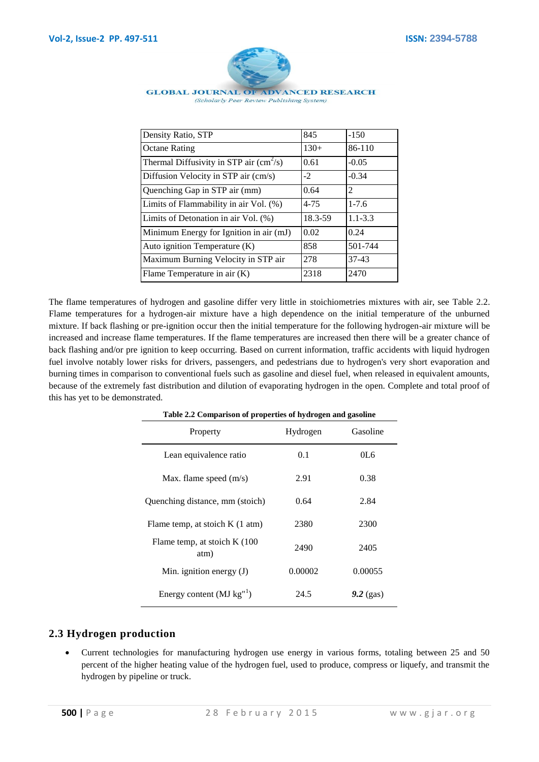| | | |
|---|---|---|
| Density Ratio, STP | 845 | -150 |
| Octane Rating | 130+ | 86-110 |
| Thermal Diffusivity in STP air ($cm^2/s$) | 0.61 | -0.05 |
| Diffusion Velocity in STP air (cm/s) | -2 | -0.34 |
| Quenching Gap in STP air (mm) | 0.64 | 2 |
| Limits of Flammability in air Vol. (%) | 4-75 | 1-7.6 |
| Limits of Detonation in air Vol. (%) | 18.3-59 | 1.1-3.3 |
| Minimum Energy for Ignition in air (mJ) | 0.02 | 0.24 |
| Auto ignition Temperature (K) | 858 | 501-744 |
| Maximum Burning Velocity in STP air | 278 | 37-43 |
| Flame Temperature in air (K) | 2318 | 2470 |

The flame temperatures of hydrogen and gasoline differ very little in stoichiometries mixtures with air, see Table 2.2. Flame temperatures for a hydrogen-air mixture have a high dependence on the initial temperature of the unburned mixture. If back flashing or pre-ignition occur then the initial temperature for the following hydrogen-air mixture will be increased and increase flame temperatures. If the flame temperatures are increased then there will be a greater chance of back flashing and/or pre ignition to keep occurring. Based on current information, traffic accidents with liquid hydrogen fuel involve notably lower risks for drivers, passengers, and pedestrians due to hydrogen's very short evaporation and burning times in comparison to conventional fuels such as gasoline and diesel fuel, when released in equivalent amounts, because of the extremely fast distribution and dilution of evaporating hydrogen in the open. Complete and total proof of this has yet to be demonstrated.

**Table 2.2 Comparison of properties of hydrogen and gasoline**

| Property | Hydrogen | Gasoline |
|---|---|---|
| Lean equivalence ratio | 0.1 | 0L6 |
| Max. flame speed (m/s) | 2.91 | 0.38 |
| Quenching distance, mm (stoich) | 0.64 | 2.84 |
| Flame temp, at stoich K (1 atm) | 2380 | 2300 |
| Flame temp, at stoich K (100 atm) | 2490 | 2405 |
| Min. ignition energy (J) | 0.00002 | 0.00055 |
| Energy content (MJ kg"$^1$) | 24.5 | ***9.2*** (gas) |

## 2.3 Hydrogen production

- Current technologies for manufacturing hydrogen use energy in various forms, totaling between 25 and 50 percent of the higher heating value of the hydrogen fuel, used to produce, compress or liquefy, and transmit the hydrogen by pipeline or truck.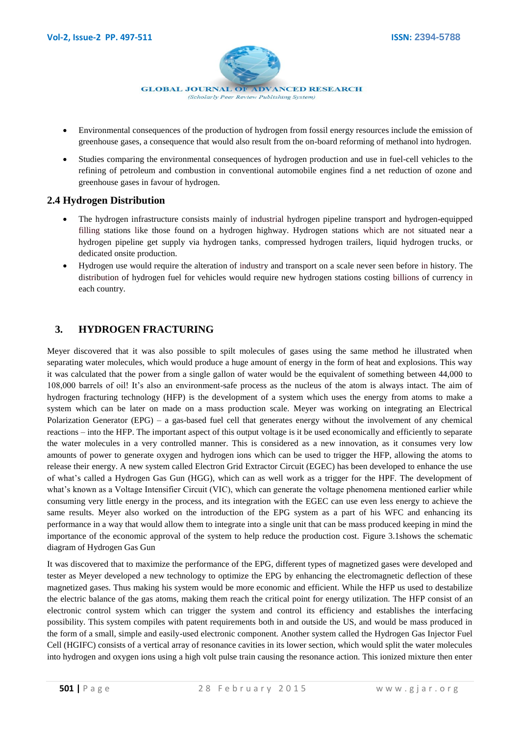- Environmental consequences of the production of hydrogen from fossil energy resources include the emission of greenhouse gases, a consequence that would also result from the on-board reforming of methanol into hydrogen.
- Studies comparing the environmental consequences of hydrogen production and use in fuel-cell vehicles to the refining of petroleum and combustion in conventional automobile engines find a net reduction of ozone and greenhouse gases in favour of hydrogen.

### 2.4 Hydrogen Distribution

- The hydrogen infrastructure consists mainly of industrial hydrogen pipeline transport and hydrogen-equipped filling stations like those found on a hydrogen highway. Hydrogen stations which are not situated near a hydrogen pipeline get supply via hydrogen tanks, compressed hydrogen trailers, liquid hydrogen trucks, or dedicated onsite production.
- Hydrogen use would require the alteration of industry and transport on a scale never seen before in history. The distribution of hydrogen fuel for vehicles would require new hydrogen stations costing billions of currency in each country.

## 3. HYDROGEN FRACTURING

Meyer discovered that it was also possible to spilt molecules of gases using the same method he illustrated when separating water molecules, which would produce a huge amount of energy in the form of heat and explosions. This way it was calculated that the power from a single gallon of water would be the equivalent of something between 44,000 to 108,000 barrels of oil! It's also an environment-safe process as the nucleus of the atom is always intact. The aim of hydrogen fracturing technology (HFP) is the development of a system which uses the energy from atoms to make a system which can be later on made on a mass production scale. Meyer was working on integrating an Electrical Polarization Generator (EPG) – a gas-based fuel cell that generates energy without the involvement of any chemical reactions – into the HFP. The important aspect of this output voltage is it be used economically and efficiently to separate the water molecules in a very controlled manner. This is considered as a new innovation, as it consumes very low amounts of power to generate oxygen and hydrogen ions which can be used to trigger the HFP, allowing the atoms to release their energy. A new system called Electron Grid Extractor Circuit (EGEC) has been developed to enhance the use of what's called a Hydrogen Gas Gun (HGG), which can as well work as a trigger for the HPF. The development of what's known as a Voltage Intensifier Circuit (VIC), which can generate the voltage phenomena mentioned earlier while consuming very little energy in the process, and its integration with the EGEC can use even less energy to achieve the same results. Meyer also worked on the introduction of the EPG system as a part of his WFC and enhancing its performance in a way that would allow them to integrate into a single unit that can be mass produced keeping in mind the importance of the economic approval of the system to help reduce the production cost. Figure 3.1shows the schematic diagram of Hydrogen Gas Gun

It was discovered that to maximize the performance of the EPG, different types of magnetized gases were developed and tester as Meyer developed a new technology to optimize the EPG by enhancing the electromagnetic deflection of these magnetized gases. Thus making his system would be more economic and efficient. While the HFP us used to destabilize the electric balance of the gas atoms, making them reach the critical point for energy utilization. The HFP consist of an electronic control system which can trigger the system and control its efficiency and establishes the interfacing possibility. This system compiles with patent requirements both in and outside the US, and would be mass produced in the form of a small, simple and easily-used electronic component. Another system called the Hydrogen Gas Injector Fuel Cell (HGIFC) consists of a vertical array of resonance cavities in its lower section, which would split the water molecules into hydrogen and oxygen ions using a high volt pulse train causing the resonance action. This ionized mixture then enter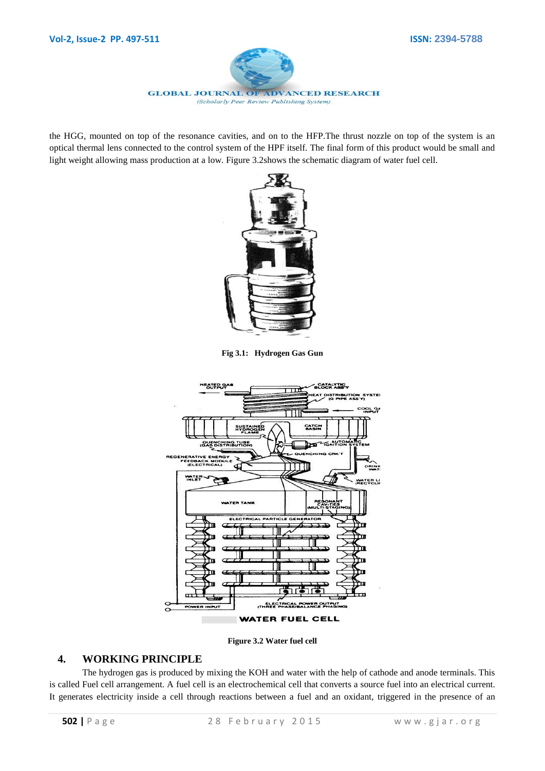the HGG, mounted on top of the resonance cavities, and on to the HFP.The thrust nozzle on top of the system is an optical thermal lens connected to the control system of the HPF itself. The final form of this product would be small and light weight allowing mass production at a low. Figure 3.2shows the schematic diagram of water fuel cell.

**Fig 3.1: Hydrogen Gas Gun**

**Figure 3.2 Water fuel cell**

## 4. WORKING PRINCIPLE

The hydrogen gas is produced by mixing the KOH and water with the help of cathode and anode terminals. This is called Fuel cell arrangement. A fuel cell is an electrochemical cell that converts a source fuel into an electrical current. It generates electricity inside a cell through reactions between a fuel and an oxidant, triggered in the presence of an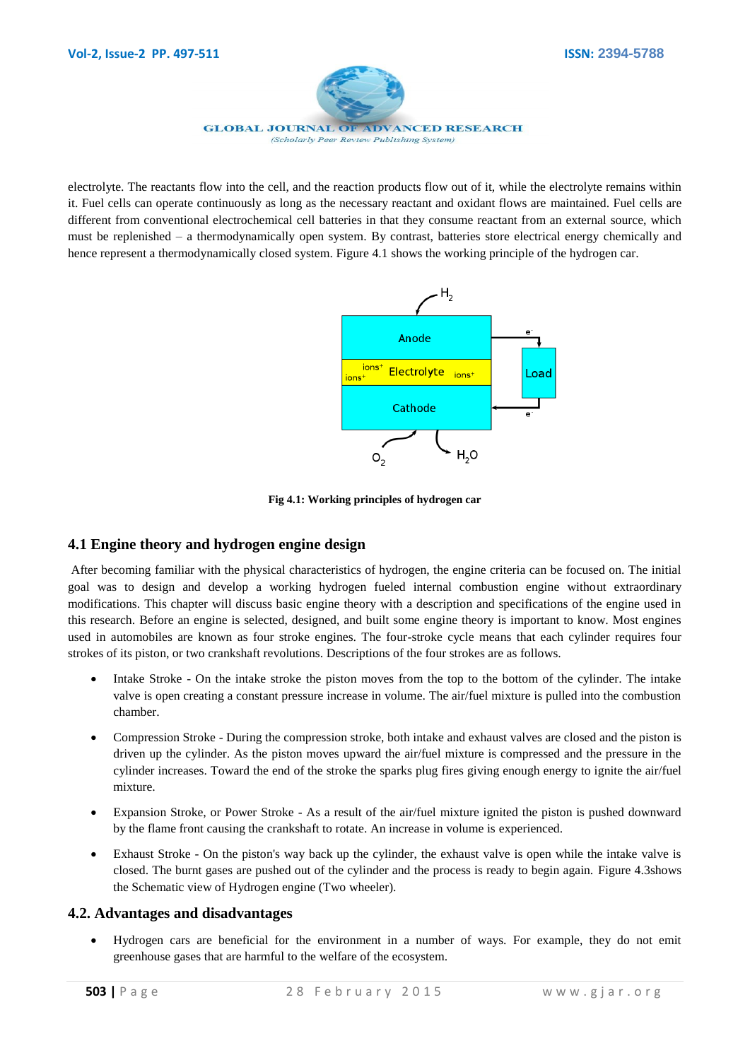electrolyte. The reactants flow into the cell, and the reaction products flow out of it, while the electrolyte remains within it. Fuel cells can operate continuously as long as the necessary reactant and oxidant flows are maintained. Fuel cells are different from conventional electrochemical cell batteries in that they consume reactant from an external source, which must be replenished – a thermodynamically open system. By contrast, batteries store electrical energy chemically and hence represent a thermodynamically closed system. Figure 4.1 shows the working principle of the hydrogen car.

**Fig 4.1: Working principles of hydrogen car**

## 4.1 Engine theory and hydrogen engine design

After becoming familiar with the physical characteristics of hydrogen, the engine criteria can be focused on. The initial goal was to design and develop a working hydrogen fueled internal combustion engine without extraordinary modifications. This chapter will discuss basic engine theory with a description and specifications of the engine used in this research. Before an engine is selected, designed, and built some engine theory is important to know. Most engines used in automobiles are known as four stroke engines. The four-stroke engine cycle means that each cylinder requires four strokes of its piston, or two crankshaft revolutions. Descriptions of the four strokes are as follows.

- Intake Stroke - On the intake stroke the piston moves from the top to the bottom of the cylinder. The intake valve is open creating a constant pressure increase in volume. The air/fuel mixture is pulled into the combustion chamber.
- Compression Stroke - During the compression stroke, both intake and exhaust valves are closed and the piston is driven up the cylinder. As the piston moves upward the air/fuel mixture is compressed and the pressure in the cylinder increases. Toward the end of the stroke the sparks plug fires giving enough energy to ignite the air/fuel mixture.
- Expansion Stroke, or Power Stroke - As a result of the air/fuel mixture ignited the piston is pushed downward by the flame front causing the crankshaft to rotate. An increase in volume is experienced.
- Exhaust Stroke - On the piston's way back up the cylinder, the exhaust valve is open while the intake valve is closed. The burnt gases are pushed out of the cylinder and the process is ready to begin again. Figure 4.3shows the Schematic view of Hydrogen engine (Two wheeler).

## 4.2. Advantages and disadvantages

- Hydrogen cars are beneficial for the environment in a number of ways. For example, they do not emit greenhouse gases that are harmful to the welfare of the ecosystem.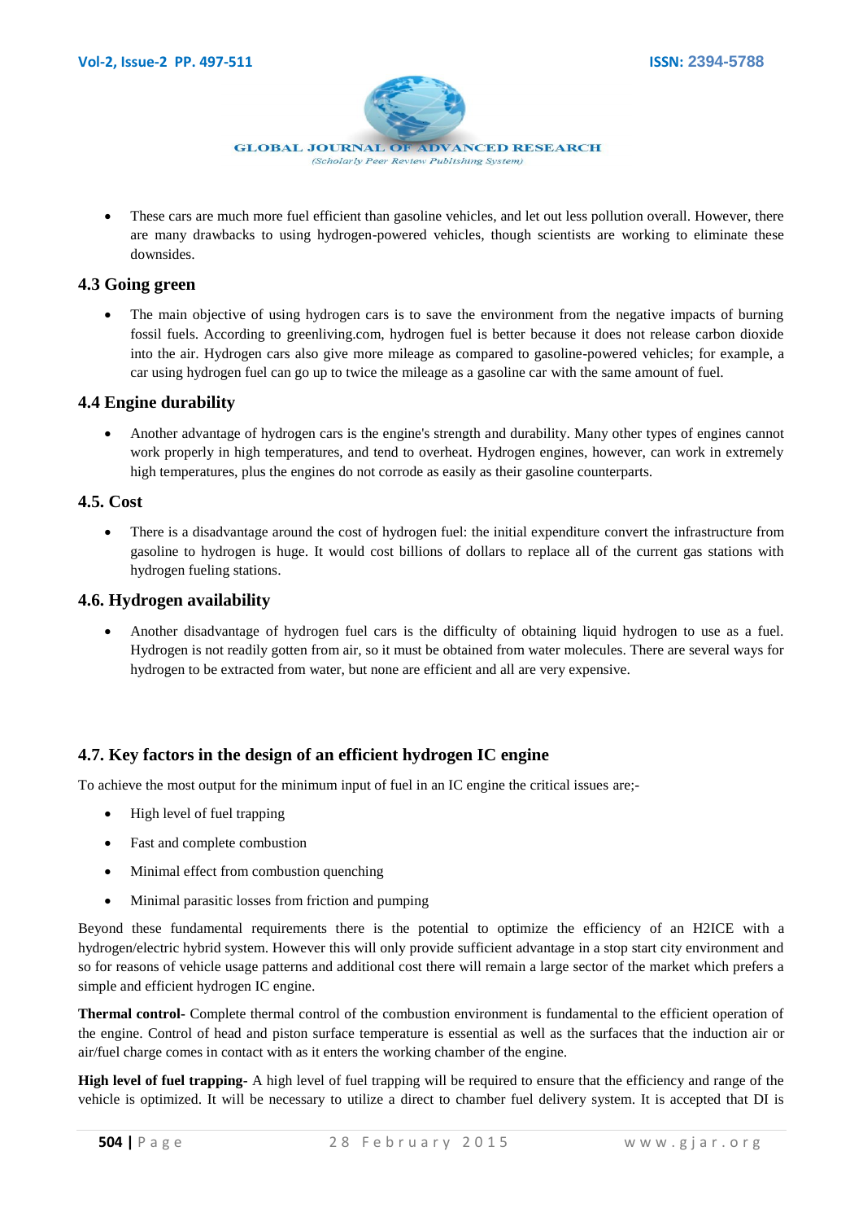- These cars are much more fuel efficient than gasoline vehicles, and let out less pollution overall. However, there are many drawbacks to using hydrogen-powered vehicles, though scientists are working to eliminate these downsides.

### 4.3 Going green

- The main objective of using hydrogen cars is to save the environment from the negative impacts of burning fossil fuels. According to greenliving.com, hydrogen fuel is better because it does not release carbon dioxide into the air. Hydrogen cars also give more mileage as compared to gasoline-powered vehicles; for example, a car using hydrogen fuel can go up to twice the mileage as a gasoline car with the same amount of fuel.

### 4.4 Engine durability

- Another advantage of hydrogen cars is the engine's strength and durability. Many other types of engines cannot work properly in high temperatures, and tend to overheat. Hydrogen engines, however, can work in extremely high temperatures, plus the engines do not corrode as easily as their gasoline counterparts.

### 4.5. Cost

- There is a disadvantage around the cost of hydrogen fuel: the initial expenditure convert the infrastructure from gasoline to hydrogen is huge. It would cost billions of dollars to replace all of the current gas stations with hydrogen fueling stations.

### 4.6. Hydrogen availability

- Another disadvantage of hydrogen fuel cars is the difficulty of obtaining liquid hydrogen to use as a fuel. Hydrogen is not readily gotten from air, so it must be obtained from water molecules. There are several ways for hydrogen to be extracted from water, but none are efficient and all are very expensive.

### 4.7. Key factors in the design of an efficient hydrogen IC engine

To achieve the most output for the minimum input of fuel in an IC engine the critical issues are;-

- High level of fuel trapping
- Fast and complete combustion
- Minimal effect from combustion quenching
- Minimal parasitic losses from friction and pumping

Beyond these fundamental requirements there is the potential to optimize the efficiency of an H2ICE with a hydrogen/electric hybrid system. However this will only provide sufficient advantage in a stop start city environment and so for reasons of vehicle usage patterns and additional cost there will remain a large sector of the market which prefers a simple and efficient hydrogen IC engine.

**Thermal control-** Complete thermal control of the combustion environment is fundamental to the efficient operation of the engine. Control of head and piston surface temperature is essential as well as the surfaces that the induction air or air/fuel charge comes in contact with as it enters the working chamber of the engine.

**High level of fuel trapping-** A high level of fuel trapping will be required to ensure that the efficiency and range of the vehicle is optimized. It will be necessary to utilize a direct to chamber fuel delivery system. It is accepted that DI is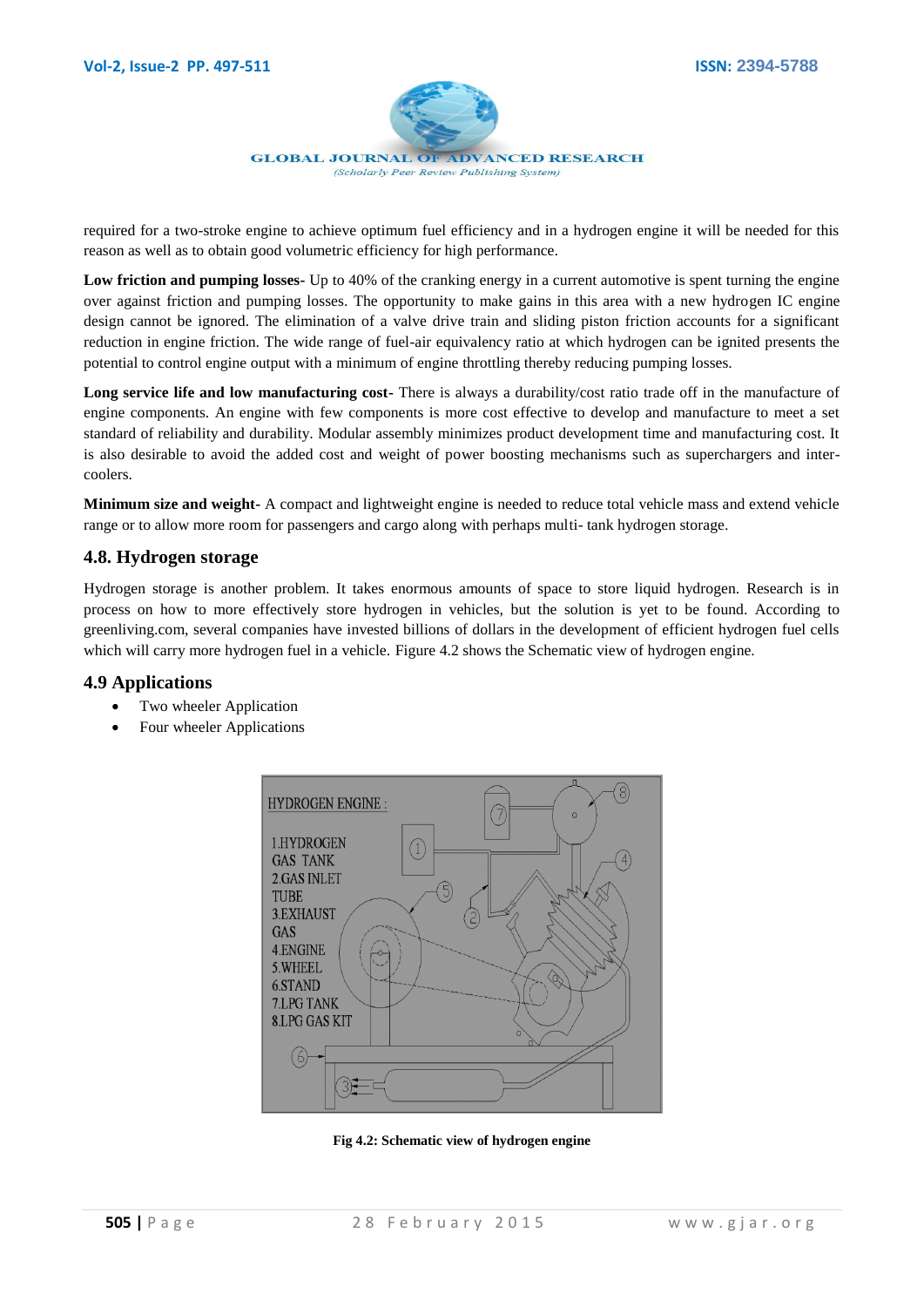required for a two-stroke engine to achieve optimum fuel efficiency and in a hydrogen engine it will be needed for this reason as well as to obtain good volumetric efficiency for high performance.

**Low friction and pumping losses-** Up to 40% of the cranking energy in a current automotive is spent turning the engine over against friction and pumping losses. The opportunity to make gains in this area with a new hydrogen IC engine design cannot be ignored. The elimination of a valve drive train and sliding piston friction accounts for a significant reduction in engine friction. The wide range of fuel-air equivalency ratio at which hydrogen can be ignited presents the potential to control engine output with a minimum of engine throttling thereby reducing pumping losses.

**Long service life and low manufacturing cost-** There is always a durability/cost ratio trade off in the manufacture of engine components. An engine with few components is more cost effective to develop and manufacture to meet a set standard of reliability and durability. Modular assembly minimizes product development time and manufacturing cost. It is also desirable to avoid the added cost and weight of power boosting mechanisms such as superchargers and inter-coolers.

**Minimum size and weight-** A compact and lightweight engine is needed to reduce total vehicle mass and extend vehicle range or to allow more room for passengers and cargo along with perhaps multi- tank hydrogen storage.

## 4.8. Hydrogen storage

Hydrogen storage is another problem. It takes enormous amounts of space to store liquid hydrogen. Research is in process on how to more effectively store hydrogen in vehicles, but the solution is yet to be found. According to greenliving.com, several companies have invested billions of dollars in the development of efficient hydrogen fuel cells which will carry more hydrogen fuel in a vehicle. Figure 4.2 shows the Schematic view of hydrogen engine.

## 4.9 Applications

- Two wheeler Application
- Four wheeler Applications

HYDROGEN ENGINE :

1. HYDROGEN GAS TANK
2. GAS INLET TUBE
3. EXHAUST GAS
4. ENGINE
5. WHEEL
6. STAND
7. LPG TANK
8. LPG GAS KIT

**Fig 4.2: Schematic view of hydrogen engine**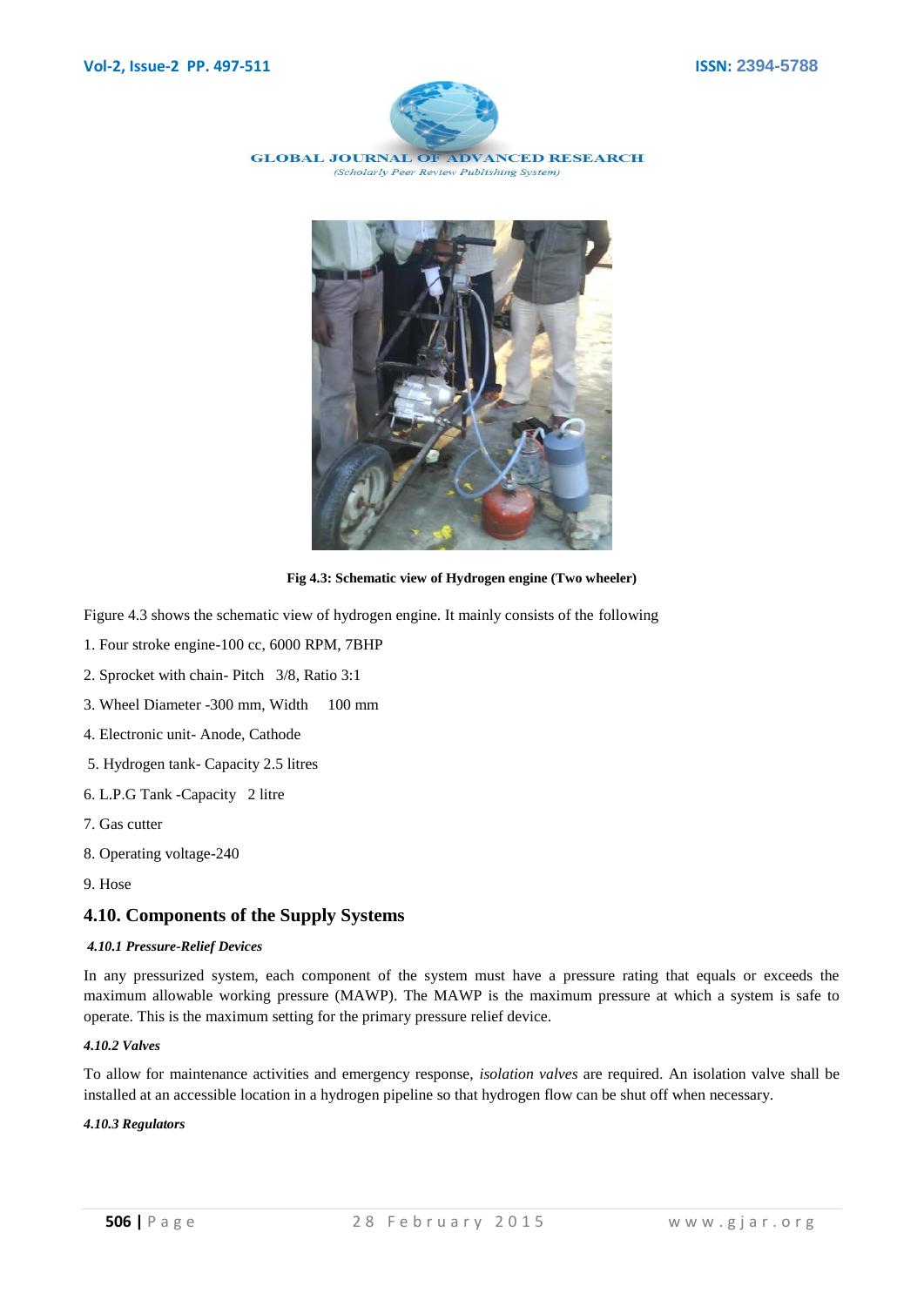Fig 4.3: Schematic view of Hydrogen engine (Two wheeler)

Figure 4.3 shows the schematic view of hydrogen engine. It mainly consists of the following

1. Four stroke engine-100 cc, 6000 RPM, 7BHP
2. Sprocket with chain- Pitch 3/8, Ratio 3:1
3. Wheel Diameter -300 mm, Width 100 mm
4. Electronic unit- Anode, Cathode
5. Hydrogen tank- Capacity 2.5 litres
6. L.P.G Tank -Capacity 2 litre
7. Gas cutter
8. Operating voltage-240
9. Hose

## 4.10. Components of the Supply Systems

#### *4.10.1 Pressure-Relief Devices*

In any pressurized system, each component of the system must have a pressure rating that equals or exceeds the maximum allowable working pressure (MAWP). The MAWP is the maximum pressure at which a system is safe to operate. This is the maximum setting for the primary pressure relief device.

#### *4.10.2 Valves*

To allow for maintenance activities and emergency response, *isolation valves* are required. An isolation valve shall be installed at an accessible location in a hydrogen pipeline so that hydrogen flow can be shut off when necessary.

#### *4.10.3 Regulators*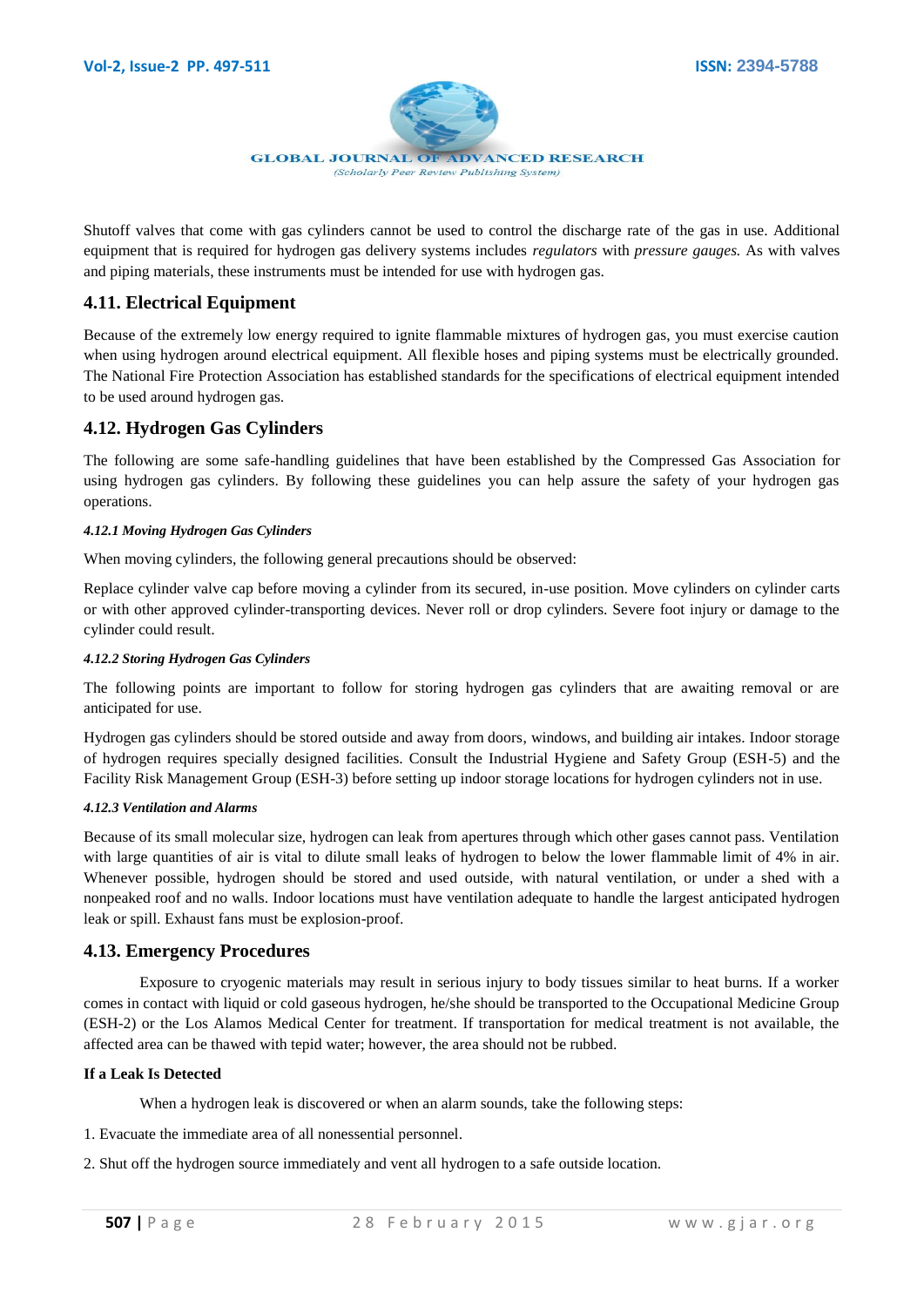Shutoff valves that come with gas cylinders cannot be used to control the discharge rate of the gas in use. Additional equipment that is required for hydrogen gas delivery systems includes *regulators* with *pressure gauges.* As with valves and piping materials, these instruments must be intended for use with hydrogen gas.

## 4.11. Electrical Equipment

Because of the extremely low energy required to ignite flammable mixtures of hydrogen gas, you must exercise caution when using hydrogen around electrical equipment. All flexible hoses and piping systems must be electrically grounded. The National Fire Protection Association has established standards for the specifications of electrical equipment intended to be used around hydrogen gas.

## 4.12. Hydrogen Gas Cylinders

The following are some safe-handling guidelines that have been established by the Compressed Gas Association for using hydrogen gas cylinders. By following these guidelines you can help assure the safety of your hydrogen gas operations.

#### *4.12.1 Moving Hydrogen Gas Cylinders*

When moving cylinders, the following general precautions should be observed:

Replace cylinder valve cap before moving a cylinder from its secured, in-use position. Move cylinders on cylinder carts or with other approved cylinder-transporting devices. Never roll or drop cylinders. Severe foot injury or damage to the cylinder could result.

#### *4.12.2 Storing Hydrogen Gas Cylinders*

The following points are important to follow for storing hydrogen gas cylinders that are awaiting removal or are anticipated for use.

Hydrogen gas cylinders should be stored outside and away from doors, windows, and building air intakes. Indoor storage of hydrogen requires specially designed facilities. Consult the Industrial Hygiene and Safety Group (ESH-5) and the Facility Risk Management Group (ESH-3) before setting up indoor storage locations for hydrogen cylinders not in use.

#### *4.12.3 Ventilation and Alarms*

Because of its small molecular size, hydrogen can leak from apertures through which other gases cannot pass. Ventilation with large quantities of air is vital to dilute small leaks of hydrogen to below the lower flammable limit of 4% in air. Whenever possible, hydrogen should be stored and used outside, with natural ventilation, or under a shed with a nonpeaked roof and no walls. Indoor locations must have ventilation adequate to handle the largest anticipated hydrogen leak or spill. Exhaust fans must be explosion-proof.

## 4.13. Emergency Procedures

Exposure to cryogenic materials may result in serious injury to body tissues similar to heat burns. If a worker comes in contact with liquid or cold gaseous hydrogen, he/she should be transported to the Occupational Medicine Group (ESH-2) or the Los Alamos Medical Center for treatment. If transportation for medical treatment is not available, the affected area can be thawed with tepid water; however, the area should not be rubbed.

**If a Leak Is Detected**

When a hydrogen leak is discovered or when an alarm sounds, take the following steps:

1. Evacuate the immediate area of all nonessential personnel.

2. Shut off the hydrogen source immediately and vent all hydrogen to a safe outside location.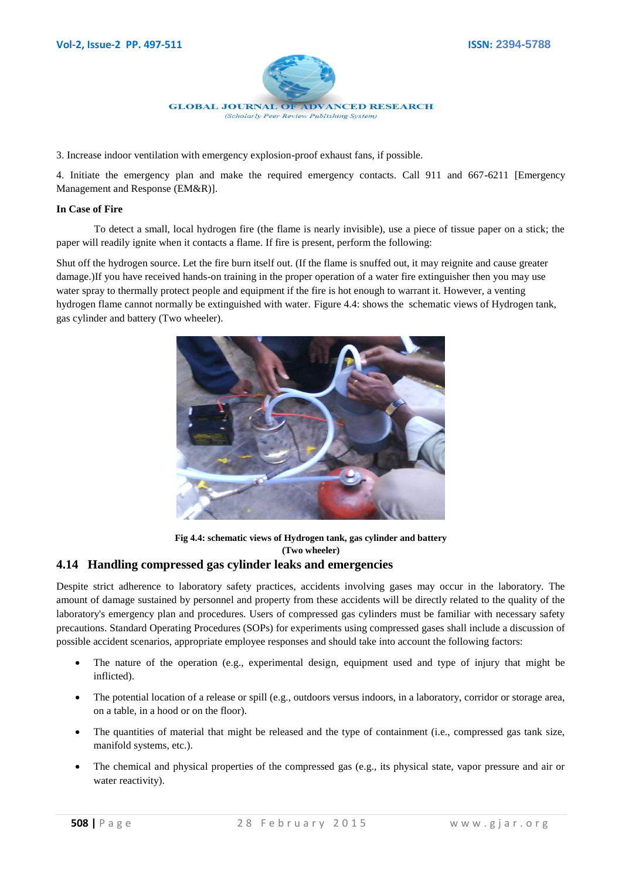3. Increase indoor ventilation with emergency explosion-proof exhaust fans, if possible.

4. Initiate the emergency plan and make the required emergency contacts. Call 911 and 667-6211 [Emergency Management and Response (EM&R)].

**In Case of Fire**

To detect a small, local hydrogen fire (the flame is nearly invisible), use a piece of tissue paper on a stick; the paper will readily ignite when it contacts a flame. If fire is present, perform the following:

Shut off the hydrogen source. Let the fire burn itself out. (If the flame is snuffed out, it may reignite and cause greater damage.)If you have received hands-on training in the proper operation of a water fire extinguisher then you may use water spray to thermally protect people and equipment if the fire is hot enough to warrant it. However, a venting hydrogen flame cannot normally be extinguished with water. Figure 4.4: shows the schematic views of Hydrogen tank, gas cylinder and battery (Two wheeler).

**Fig 4.4: schematic views of Hydrogen tank, gas cylinder and battery (Two wheeler)**

## 4.14 Handling compressed gas cylinder leaks and emergencies

Despite strict adherence to laboratory safety practices, accidents involving gases may occur in the laboratory. The amount of damage sustained by personnel and property from these accidents will be directly related to the quality of the laboratory's emergency plan and procedures. Users of compressed gas cylinders must be familiar with necessary safety precautions. Standard Operating Procedures (SOPs) for experiments using compressed gases shall include a discussion of possible accident scenarios, appropriate employee responses and should take into account the following factors:

- The nature of the operation (e.g., experimental design, equipment used and type of injury that might be inflicted).
- The potential location of a release or spill (e.g., outdoors versus indoors, in a laboratory, corridor or storage area, on a table, in a hood or on the floor).
- The quantities of material that might be released and the type of containment (i.e., compressed gas tank size, manifold systems, etc.).
- The chemical and physical properties of the compressed gas (e.g., its physical state, vapor pressure and air or water reactivity).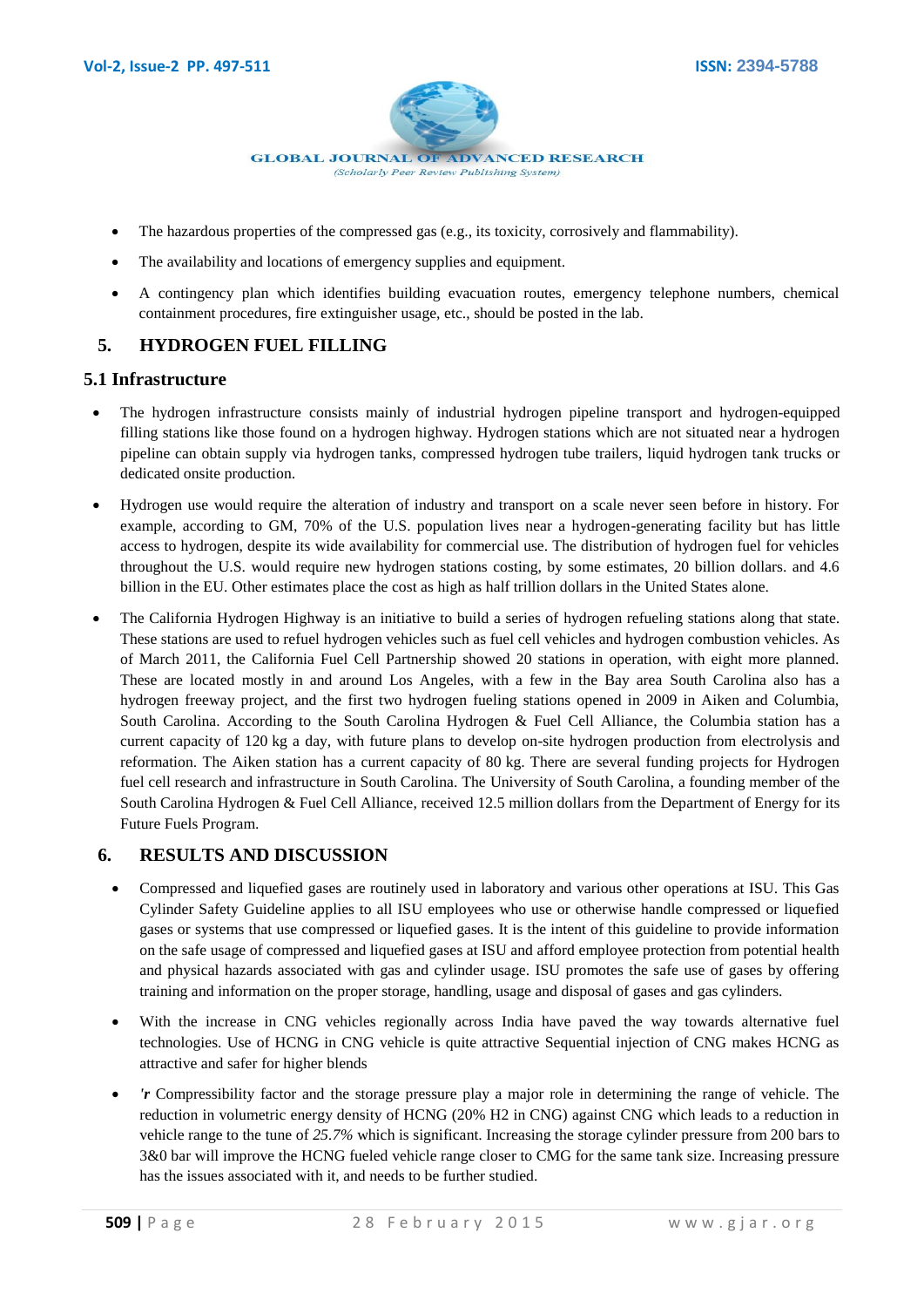- The hazardous properties of the compressed gas (e.g., its toxicity, corrosively and flammability).
- The availability and locations of emergency supplies and equipment.
- A contingency plan which identifies building evacuation routes, emergency telephone numbers, chemical containment procedures, fire extinguisher usage, etc., should be posted in the lab.

## 5. HYDROGEN FUEL FILLING

### 5.1 Infrastructure

- The hydrogen infrastructure consists mainly of industrial hydrogen pipeline transport and hydrogen-equipped filling stations like those found on a hydrogen highway. Hydrogen stations which are not situated near a hydrogen pipeline can obtain supply via hydrogen tanks, compressed hydrogen tube trailers, liquid hydrogen tank trucks or dedicated onsite production.
- Hydrogen use would require the alteration of industry and transport on a scale never seen before in history. For example, according to GM, 70% of the U.S. population lives near a hydrogen-generating facility but has little access to hydrogen, despite its wide availability for commercial use. The distribution of hydrogen fuel for vehicles throughout the U.S. would require new hydrogen stations costing, by some estimates, 20 billion dollars. and 4.6 billion in the EU. Other estimates place the cost as high as half trillion dollars in the United States alone.
- The California Hydrogen Highway is an initiative to build a series of hydrogen refueling stations along that state. These stations are used to refuel hydrogen vehicles such as fuel cell vehicles and hydrogen combustion vehicles. As of March 2011, the California Fuel Cell Partnership showed 20 stations in operation, with eight more planned. These are located mostly in and around Los Angeles, with a few in the Bay area South Carolina also has a hydrogen freeway project, and the first two hydrogen fueling stations opened in 2009 in Aiken and Columbia, South Carolina. According to the South Carolina Hydrogen & Fuel Cell Alliance, the Columbia station has a current capacity of 120 kg a day, with future plans to develop on-site hydrogen production from electrolysis and reformation. The Aiken station has a current capacity of 80 kg. There are several funding projects for Hydrogen fuel cell research and infrastructure in South Carolina. The University of South Carolina, a founding member of the South Carolina Hydrogen & Fuel Cell Alliance, received 12.5 million dollars from the Department of Energy for its Future Fuels Program.

## 6. RESULTS AND DISCUSSION

- Compressed and liquefied gases are routinely used in laboratory and various other operations at ISU. This Gas Cylinder Safety Guideline applies to all ISU employees who use or otherwise handle compressed or liquefied gases or systems that use compressed or liquefied gases. It is the intent of this guideline to provide information on the safe usage of compressed and liquefied gases at ISU and afford employee protection from potential health and physical hazards associated with gas and cylinder usage. ISU promotes the safe use of gases by offering training and information on the proper storage, handling, usage and disposal of gases and gas cylinders.
- With the increase in CNG vehicles regionally across India have paved the way towards alternative fuel technologies. Use of HCNG in CNG vehicle is quite attractive Sequential injection of CNG makes HCNG as attractive and safer for higher blends
- ***'r*** Compressibility factor and the storage pressure play a major role in determining the range of vehicle. The reduction in volumetric energy density of HCNG (20% H2 in CNG) against CNG which leads to a reduction in vehicle range to the tune of *25.7%* which is significant. Increasing the storage cylinder pressure from 200 bars to 3&0 bar will improve the HCNG fueled vehicle range closer to CMG for the same tank size. Increasing pressure has the issues associated with it, and needs to be further studied.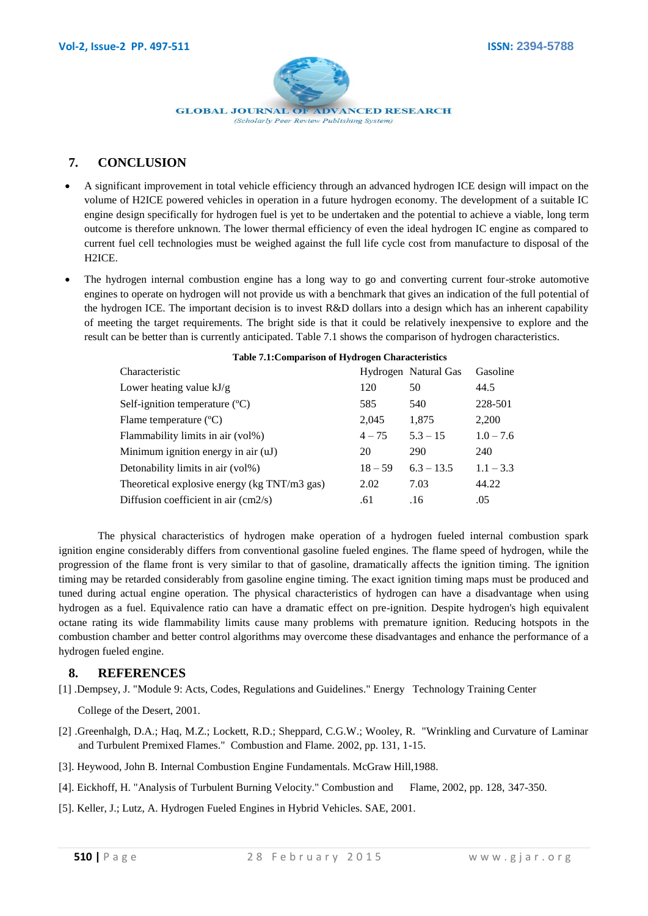## 7. CONCLUSION

- A significant improvement in total vehicle efficiency through an advanced hydrogen ICE design will impact on the volume of H2ICE powered vehicles in operation in a future hydrogen economy. The development of a suitable IC engine design specifically for hydrogen fuel is yet to be undertaken and the potential to achieve a viable, long term outcome is therefore unknown. The lower thermal efficiency of even the ideal hydrogen IC engine as compared to current fuel cell technologies must be weighed against the full life cycle cost from manufacture to disposal of the H2ICE.
- The hydrogen internal combustion engine has a long way to go and converting current four-stroke automotive engines to operate on hydrogen will not provide us with a benchmark that gives an indication of the full potential of the hydrogen ICE. The important decision is to invest R&D dollars into a design which has an inherent capability of meeting the target requirements. The bright side is that it could be relatively inexpensive to explore and the result can be better than is currently anticipated. Table 7.1 shows the comparison of hydrogen characteristics.

**Table 7.1:Comparison of Hydrogen Characteristics**

| Characteristic | Hydrogen | Natural Gas | Gasoline |
|---|---|---|---|
| Lower heating value kJ/g | 120 | 50 | 44.5 |
| Self-ignition temperature (ºC) | 585 | 540 | 228-501 |
| Flame temperature (ºC) | 2,045 | 1,875 | 2,200 |
| Flammability limits in air (vol%) | 4 – 75 | 5.3 – 15 | 1.0 – 7.6 |
| Minimum ignition energy in air (uJ) | 20 | 290 | 240 |
| Detonability limits in air (vol%) | 18 – 59 | 6.3 – 13.5 | 1.1 – 3.3 |
| Theoretical explosive energy (kg TNT/m3 gas) | 2.02 | 7.03 | 44.22 |
| Diffusion coefficient in air (cm2/s) | .61 | .16 | .05 |

The physical characteristics of hydrogen make operation of a hydrogen fueled internal combustion spark ignition engine considerably differs from conventional gasoline fueled engines. The flame speed of hydrogen, while the progression of the flame front is very similar to that of gasoline, dramatically affects the ignition timing. The ignition timing may be retarded considerably from gasoline engine timing. The exact ignition timing maps must be produced and tuned during actual engine operation. The physical characteristics of hydrogen can have a disadvantage when using hydrogen as a fuel. Equivalence ratio can have a dramatic effect on pre-ignition. Despite hydrogen's high equivalent octane rating its wide flammability limits cause many problems with premature ignition. Reducing hotspots in the combustion chamber and better control algorithms may overcome these disadvantages and enhance the performance of a hydrogen fueled engine.

## 8. REFERENCES

[1] .Dempsey, J. "Module 9: Acts, Codes, Regulations and Guidelines." Energy Technology Training Center College of the Desert, 2001.

[2] .Greenhalgh, D.A.; Haq, M.Z.; Lockett, R.D.; Sheppard, C.G.W.; Wooley, R. "Wrinkling and Curvature of Laminar and Turbulent Premixed Flames." Combustion and Flame. 2002, pp. 131, 1-15.

[3]. Heywood, John B. Internal Combustion Engine Fundamentals. McGraw Hill,1988.

[4]. Eickhoff, H. "Analysis of Turbulent Burning Velocity." Combustion and Flame, 2002, pp. 128, 347-350.

[5]. Keller, J.; Lutz, A. Hydrogen Fueled Engines in Hybrid Vehicles. SAE, 2001.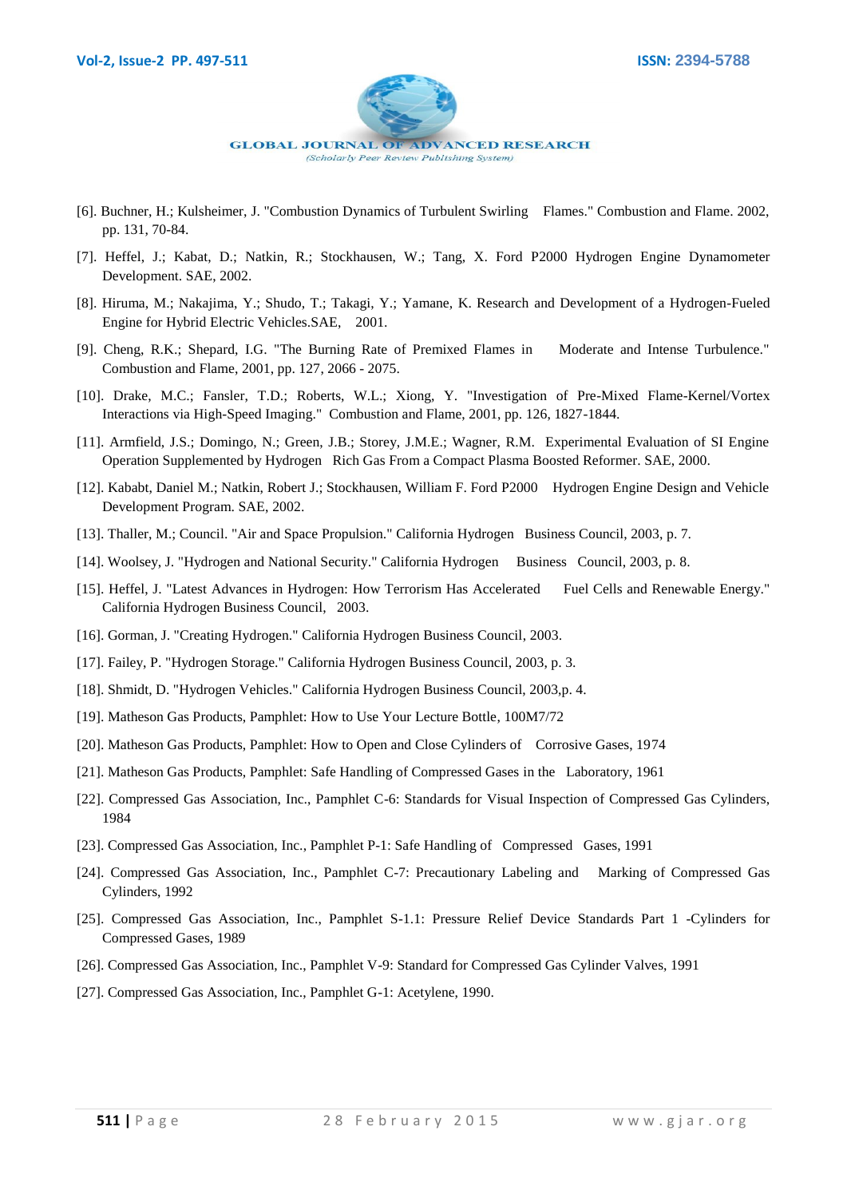[6]. Buchner, H.; Kulsheimer, J. "Combustion Dynamics of Turbulent Swirling Flames." Combustion and Flame. 2002, pp. 131, 70-84.

[7]. Heffel, J.; Kabat, D.; Natkin, R.; Stockhausen, W.; Tang, X. Ford P2000 Hydrogen Engine Dynamometer Development. SAE, 2002.

[8]. Hiruma, M.; Nakajima, Y.; Shudo, T.; Takagi, Y.; Yamane, K. Research and Development of a Hydrogen-Fueled Engine for Hybrid Electric Vehicles.SAE, 2001.

[9]. Cheng, R.K.; Shepard, I.G. "The Burning Rate of Premixed Flames in Moderate and Intense Turbulence." Combustion and Flame, 2001, pp. 127, 2066 - 2075.

[10]. Drake, M.C.; Fansler, T.D.; Roberts, W.L.; Xiong, Y. "Investigation of Pre-Mixed Flame-Kernel/Vortex Interactions via High-Speed Imaging." Combustion and Flame, 2001, pp. 126, 1827-1844.

[11]. Armfield, J.S.; Domingo, N.; Green, J.B.; Storey, J.M.E.; Wagner, R.M. Experimental Evaluation of SI Engine Operation Supplemented by Hydrogen Rich Gas From a Compact Plasma Boosted Reformer. SAE, 2000.

[12]. Kababt, Daniel M.; Natkin, Robert J.; Stockhausen, William F. Ford P2000 Hydrogen Engine Design and Vehicle Development Program. SAE, 2002.

[13]. Thaller, M.; Council. "Air and Space Propulsion." California Hydrogen Business Council, 2003, p. 7.

[14]. Woolsey, J. "Hydrogen and National Security." California Hydrogen Business Council, 2003, p. 8.

[15]. Heffel, J. "Latest Advances in Hydrogen: How Terrorism Has Accelerated Fuel Cells and Renewable Energy." California Hydrogen Business Council, 2003.

[16]. Gorman, J. "Creating Hydrogen." California Hydrogen Business Council, 2003.

[17]. Failey, P. "Hydrogen Storage." California Hydrogen Business Council, 2003, p. 3.

[18]. Shmidt, D. "Hydrogen Vehicles." California Hydrogen Business Council, 2003,p. 4.

[19]. Matheson Gas Products, Pamphlet: How to Use Your Lecture Bottle, 100M7/72

[20]. Matheson Gas Products, Pamphlet: How to Open and Close Cylinders of Corrosive Gases, 1974

[21]. Matheson Gas Products, Pamphlet: Safe Handling of Compressed Gases in the Laboratory, 1961

[22]. Compressed Gas Association, Inc., Pamphlet C-6: Standards for Visual Inspection of Compressed Gas Cylinders, 1984

[23]. Compressed Gas Association, Inc., Pamphlet P-1: Safe Handling of Compressed Gases, 1991

[24]. Compressed Gas Association, Inc., Pamphlet C-7: Precautionary Labeling and Marking of Compressed Gas Cylinders, 1992

[25]. Compressed Gas Association, Inc., Pamphlet S-1.1: Pressure Relief Device Standards Part 1 -Cylinders for Compressed Gases, 1989

[26]. Compressed Gas Association, Inc., Pamphlet V-9: Standard for Compressed Gas Cylinder Valves, 1991

[27]. Compressed Gas Association, Inc., Pamphlet G-1: Acetylene, 1990.